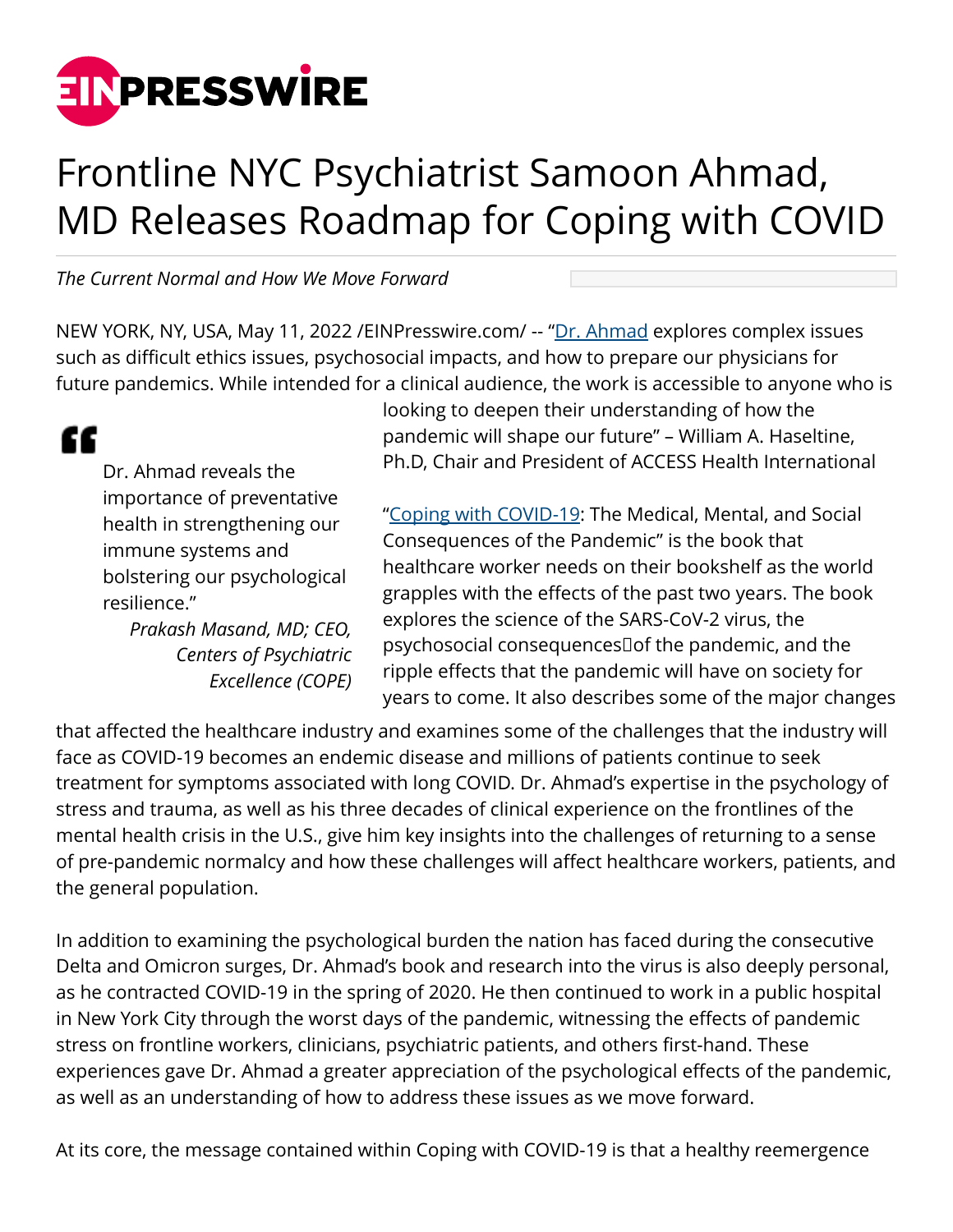# Frontline NYC Psychiatrist Samoon Ahmad, MD Releases Roadmap for Coping with COVID

*The Current Normal and How We Move Forward*

NEW YORK, NY, USA, May 11, 2022 /EINPresswire.com/ -- "Dr. Ahmad explores complex issues such as difficult ethics issues, psychosocial impacts, and how to prepare our physicians for future pandemics. While intended for a clinical audience, the work is accessible to anyone who is looking to deepen their understanding of how the pandemic will shape our future" – William A. Haseltine, Ph.D, Chair and President of ACCESS Health International

> Dr. Ahmad reveals the importance of preventative health in strengthening our immune systems and bolstering our psychological resilience."
>
> *Prakash Masand, MD; CEO, Centers of Psychiatric Excellence (COPE)*

"Coping with COVID-19: The Medical, Mental, and Social Consequences of the Pandemic" is the book that healthcare worker needs on their bookshelf as the world grapples with the effects of the past two years. The book explores the science of the SARS-CoV-2 virus, the psychosocial consequences of the pandemic, and the ripple effects that the pandemic will have on society for years to come. It also describes some of the major changes that affected the healthcare industry and examines some of the challenges that the industry will face as COVID-19 becomes an endemic disease and millions of patients continue to seek treatment for symptoms associated with long COVID. Dr. Ahmad's expertise in the psychology of stress and trauma, as well as his three decades of clinical experience on the frontlines of the mental health crisis in the U.S., give him key insights into the challenges of returning to a sense of pre-pandemic normalcy and how these challenges will affect healthcare workers, patients, and the general population.

In addition to examining the psychological burden the nation has faced during the consecutive Delta and Omicron surges, Dr. Ahmad's book and research into the virus is also deeply personal, as he contracted COVID-19 in the spring of 2020. He then continued to work in a public hospital in New York City through the worst days of the pandemic, witnessing the effects of pandemic stress on frontline workers, clinicians, psychiatric patients, and others first-hand. These experiences gave Dr. Ahmad a greater appreciation of the psychological effects of the pandemic, as well as an understanding of how to address these issues as we move forward.

At its core, the message contained within Coping with COVID-19 is that a healthy reemergence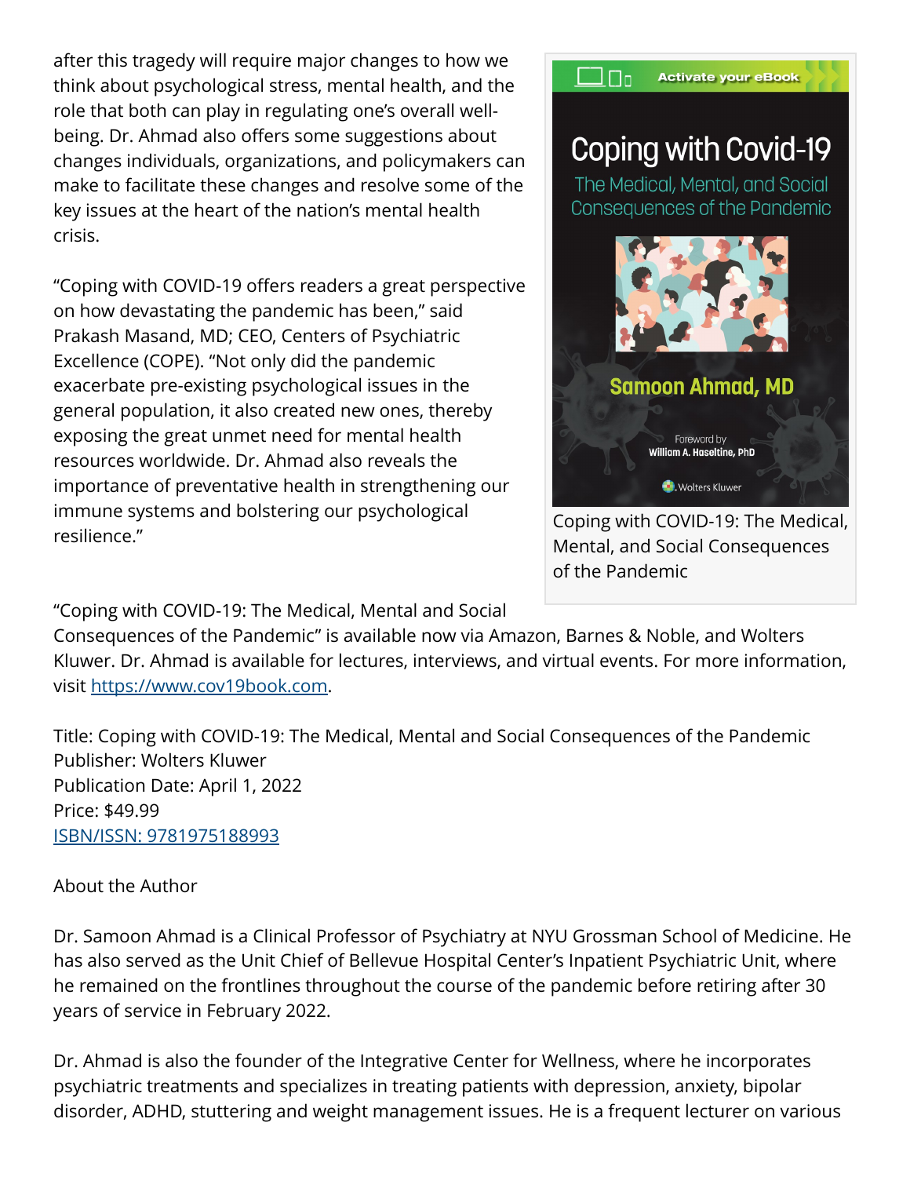after this tragedy will require major changes to how we think about psychological stress, mental health, and the role that both can play in regulating one's overall well-being. Dr. Ahmad also offers some suggestions about changes individuals, organizations, and policymakers can make to facilitate these changes and resolve some of the key issues at the heart of the nation's mental health crisis.

"Coping with COVID-19 offers readers a great perspective on how devastating the pandemic has been," said Prakash Masand, MD; CEO, Centers of Psychiatric Excellence (COPE). "Not only did the pandemic exacerbate pre-existing psychological issues in the general population, it also created new ones, thereby exposing the great unmet need for mental health resources worldwide. Dr. Ahmad also reveals the importance of preventative health in strengthening our immune systems and bolstering our psychological resilience."

Coping with COVID-19: The Medical, Mental, and Social Consequences of the Pandemic

"Coping with COVID-19: The Medical, Mental and Social Consequences of the Pandemic" is available now via Amazon, Barnes & Noble, and Wolters Kluwer. Dr. Ahmad is available for lectures, interviews, and virtual events. For more information, visit [https://www.cov19book.com](https://www.cov19book.com).

Title: Coping with COVID-19: The Medical, Mental and Social Consequences of the Pandemic
Publisher: Wolters Kluwer
Publication Date: April 1, 2022
Price: $49.99
ISBN/ISSN: 9781975188993

About the Author

Dr. Samoon Ahmad is a Clinical Professor of Psychiatry at NYU Grossman School of Medicine. He has also served as the Unit Chief of Bellevue Hospital Center's Inpatient Psychiatric Unit, where he remained on the frontlines throughout the course of the pandemic before retiring after 30 years of service in February 2022.

Dr. Ahmad is also the founder of the Integrative Center for Wellness, where he incorporates psychiatric treatments and specializes in treating patients with depression, anxiety, bipolar disorder, ADHD, stuttering and weight management issues. He is a frequent lecturer on various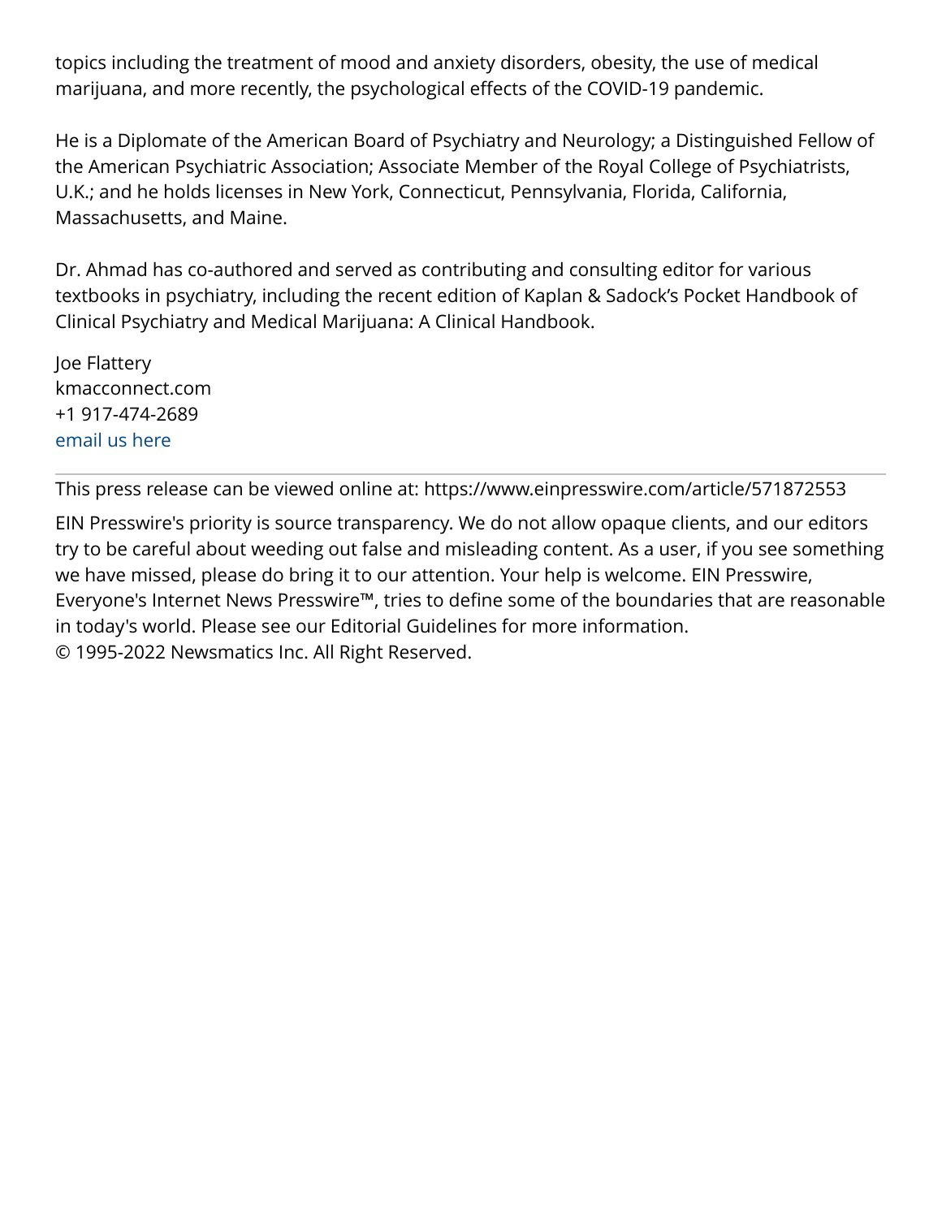topics including the treatment of mood and anxiety disorders, obesity, the use of medical marijuana, and more recently, the psychological effects of the COVID-19 pandemic.

He is a Diplomate of the American Board of Psychiatry and Neurology; a Distinguished Fellow of the American Psychiatric Association; Associate Member of the Royal College of Psychiatrists, U.K.; and he holds licenses in New York, Connecticut, Pennsylvania, Florida, California, Massachusetts, and Maine.

Dr. Ahmad has co-authored and served as contributing and consulting editor for various textbooks in psychiatry, including the recent edition of Kaplan & Sadock's Pocket Handbook of Clinical Psychiatry and Medical Marijuana: A Clinical Handbook.

Joe Flattery
kmacconnect.com
+1 917-474-2689
email us here

---

This press release can be viewed online at: https://www.einpresswire.com/article/571872553

EIN Presswire's priority is source transparency. We do not allow opaque clients, and our editors try to be careful about weeding out false and misleading content. As a user, if you see something we have missed, please do bring it to our attention. Your help is welcome. EIN Presswire, Everyone's Internet News Presswire™, tries to define some of the boundaries that are reasonable in today's world. Please see our Editorial Guidelines for more information.
© 1995-2022 Newsmatics Inc. All Right Reserved.